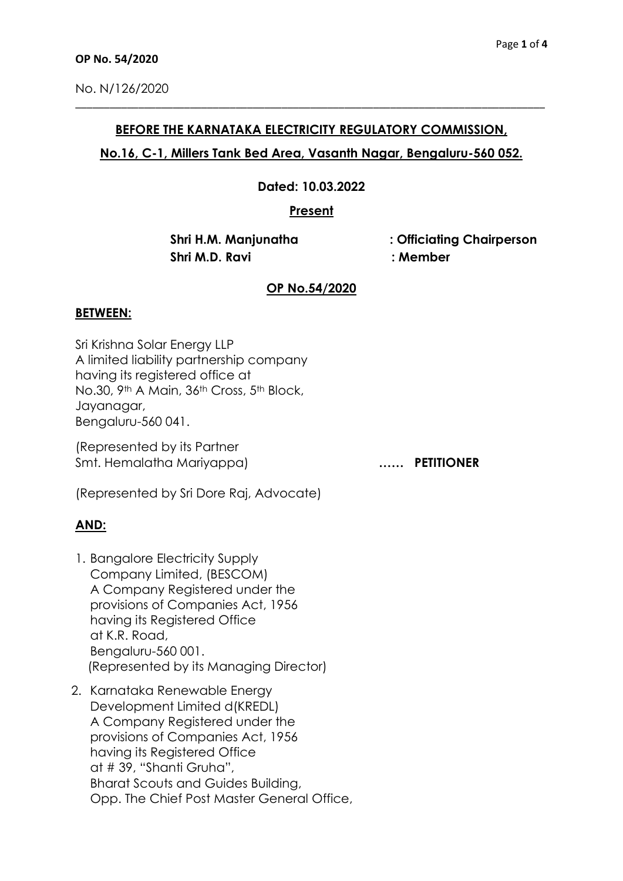**OP No. 54/2020**

No. N/126/2020

---

**BEFORE THE KARNATAKA ELECTRICITY REGULATORY COMMISSION,**

**No.16, C-1, Millers Tank Bed Area, Vasanth Nagar, Bengaluru-560 052.**

**Dated: 10.03.2022**

**Present**

**Shri H.M. Manjunatha : Officiating Chairperson**
**Shri M.D. Ravi : Member**

**OP No.54/2020**

**BETWEEN:**

Sri Krishna Solar Energy LLP
A limited liability partnership company
having its registered office at
No.30, 9th A Main, 36th Cross, 5th Block,
Jayanagar,
Bengaluru-560 041.

(Represented by its Partner
Smt. Hemalatha Mariyappa) **…… PETITIONER**

(Represented by Sri Dore Raj, Advocate)

**AND:**

1. Bangalore Electricity Supply Company Limited, (BESCOM)
   A Company Registered under the provisions of Companies Act, 1956
   having its Registered Office
   at K.R. Road,
   Bengaluru-560 001.
   (Represented by its Managing Director)

2. Karnataka Renewable Energy Development Limited d(KREDL)
   A Company Registered under the provisions of Companies Act, 1956
   having its Registered Office
   at # 39, "Shanti Gruha",
   Bharat Scouts and Guides Building,
   Opp. The Chief Post Master General Office,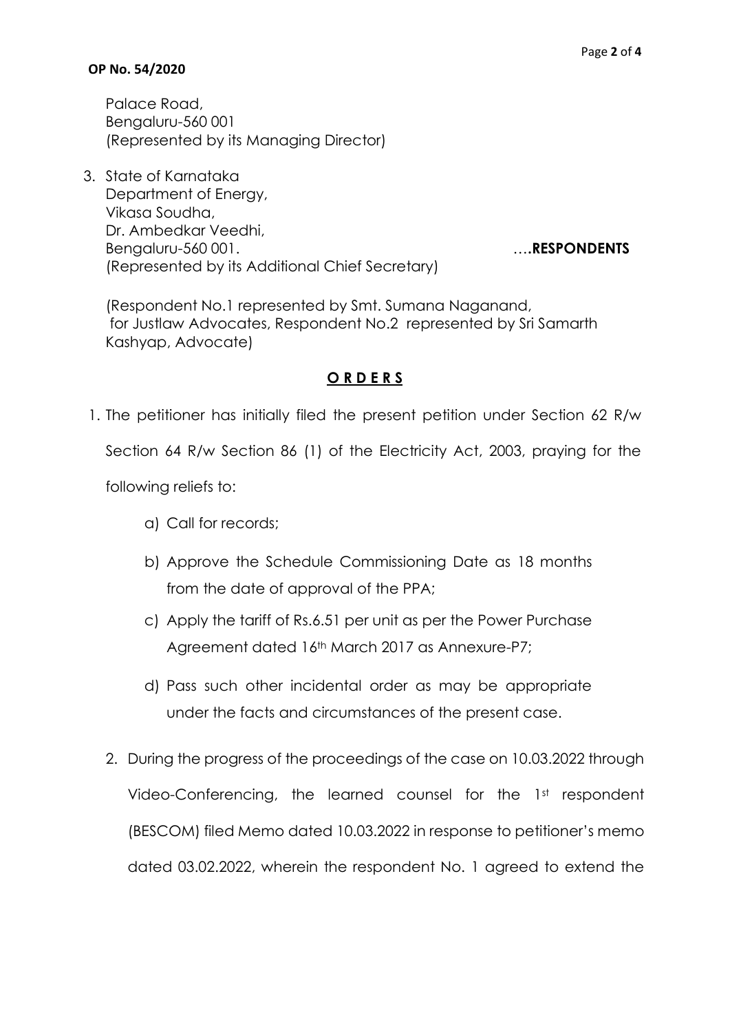Palace Road,
Bengaluru-560 001
(Represented by its Managing Director)

3. State of Karnataka
   Department of Energy,
   Vikasa Soudha,
   Dr. Ambedkar Veedhi,
   Bengaluru-560 001. ….**RESPONDENTS**
   (Represented by its Additional Chief Secretary)

(Respondent No.1 represented by Smt. Sumana Naganand, for Justlaw Advocates, Respondent No.2 represented by Sri Samarth Kashyap, Advocate)

## **O R D E R S**

1. The petitioner has initially filed the present petition under Section 62 R/w Section 64 R/w Section 86 (1) of the Electricity Act, 2003, praying for the following reliefs to:

   a) Call for records;

   b) Approve the Schedule Commissioning Date as 18 months from the date of approval of the PPA;

   c) Apply the tariff of Rs.6.51 per unit as per the Power Purchase Agreement dated 16th March 2017 as Annexure-P7;

   d) Pass such other incidental order as may be appropriate under the facts and circumstances of the present case.

2. During the progress of the proceedings of the case on 10.03.2022 through Video-Conferencing, the learned counsel for the 1st respondent (BESCOM) filed Memo dated 10.03.2022 in response to petitioner's memo dated 03.02.2022, wherein the respondent No. 1 agreed to extend the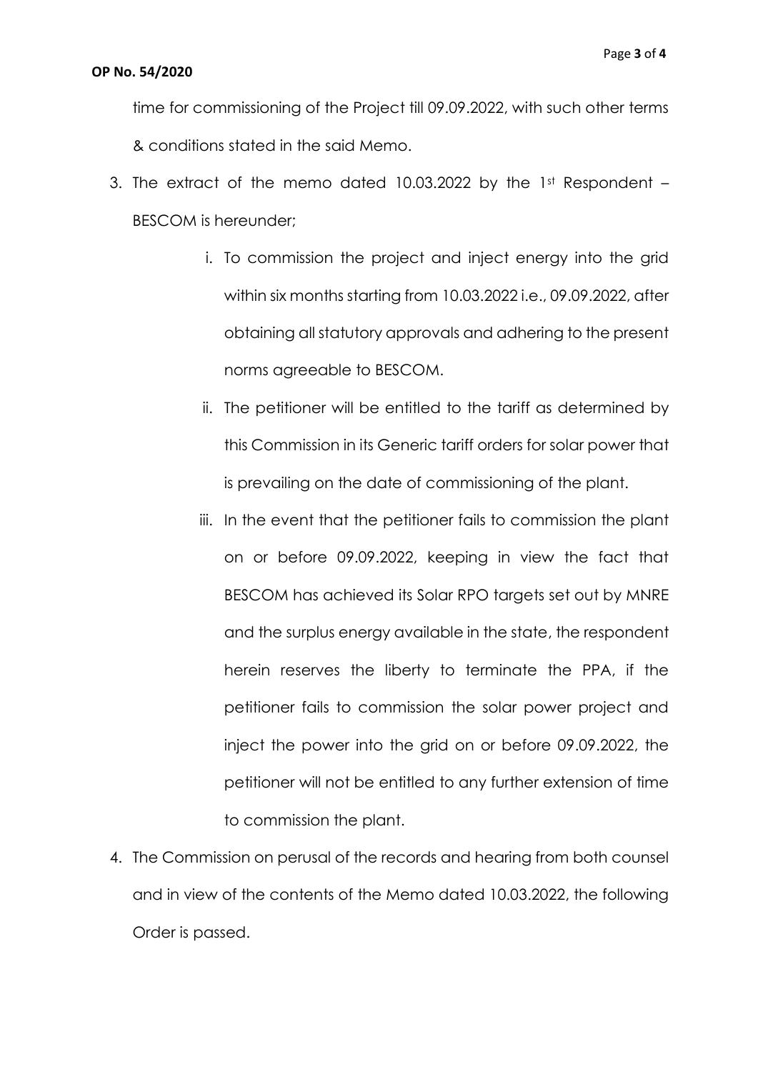time for commissioning of the Project till 09.09.2022, with such other terms & conditions stated in the said Memo.

3. The extract of the memo dated 10.03.2022 by the 1st Respondent – BESCOM is hereunder;

   i. To commission the project and inject energy into the grid within six months starting from 10.03.2022 i.e., 09.09.2022, after obtaining all statutory approvals and adhering to the present norms agreeable to BESCOM.

   ii. The petitioner will be entitled to the tariff as determined by this Commission in its Generic tariff orders for solar power that is prevailing on the date of commissioning of the plant.

   iii. In the event that the petitioner fails to commission the plant on or before 09.09.2022, keeping in view the fact that BESCOM has achieved its Solar RPO targets set out by MNRE and the surplus energy available in the state, the respondent herein reserves the liberty to terminate the PPA, if the petitioner fails to commission the solar power project and inject the power into the grid on or before 09.09.2022, the petitioner will not be entitled to any further extension of time to commission the plant.

4. The Commission on perusal of the records and hearing from both counsel and in view of the contents of the Memo dated 10.03.2022, the following Order is passed.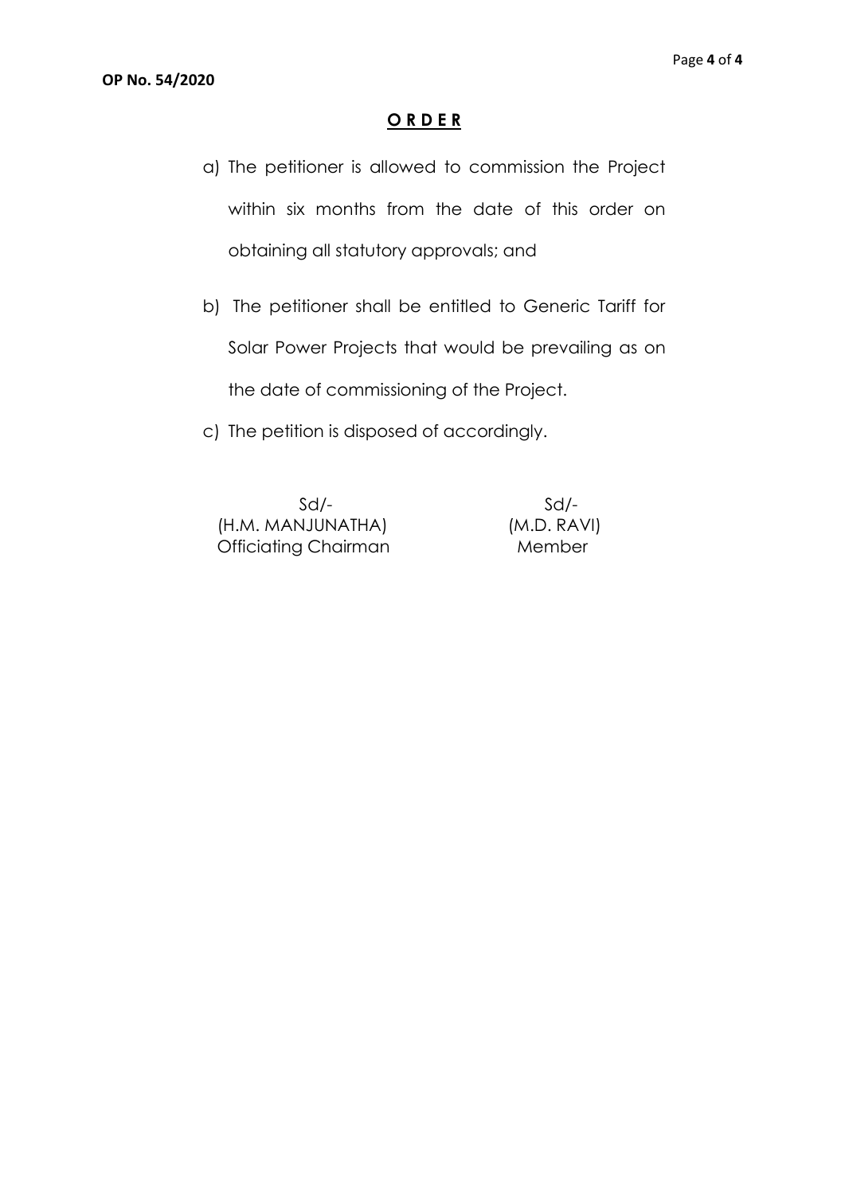## O R D E R

a) The petitioner is allowed to commission the Project within six months from the date of this order on obtaining all statutory approvals; and

b) The petitioner shall be entitled to Generic Tariff for Solar Power Projects that would be prevailing as on the date of commissioning of the Project.

c) The petition is disposed of accordingly.

| | |
|---|---|
| Sd/- | Sd/- |
| (H.M. MANJUNATHA) | (M.D. RAVI) |
| Officiating Chairman | Member |